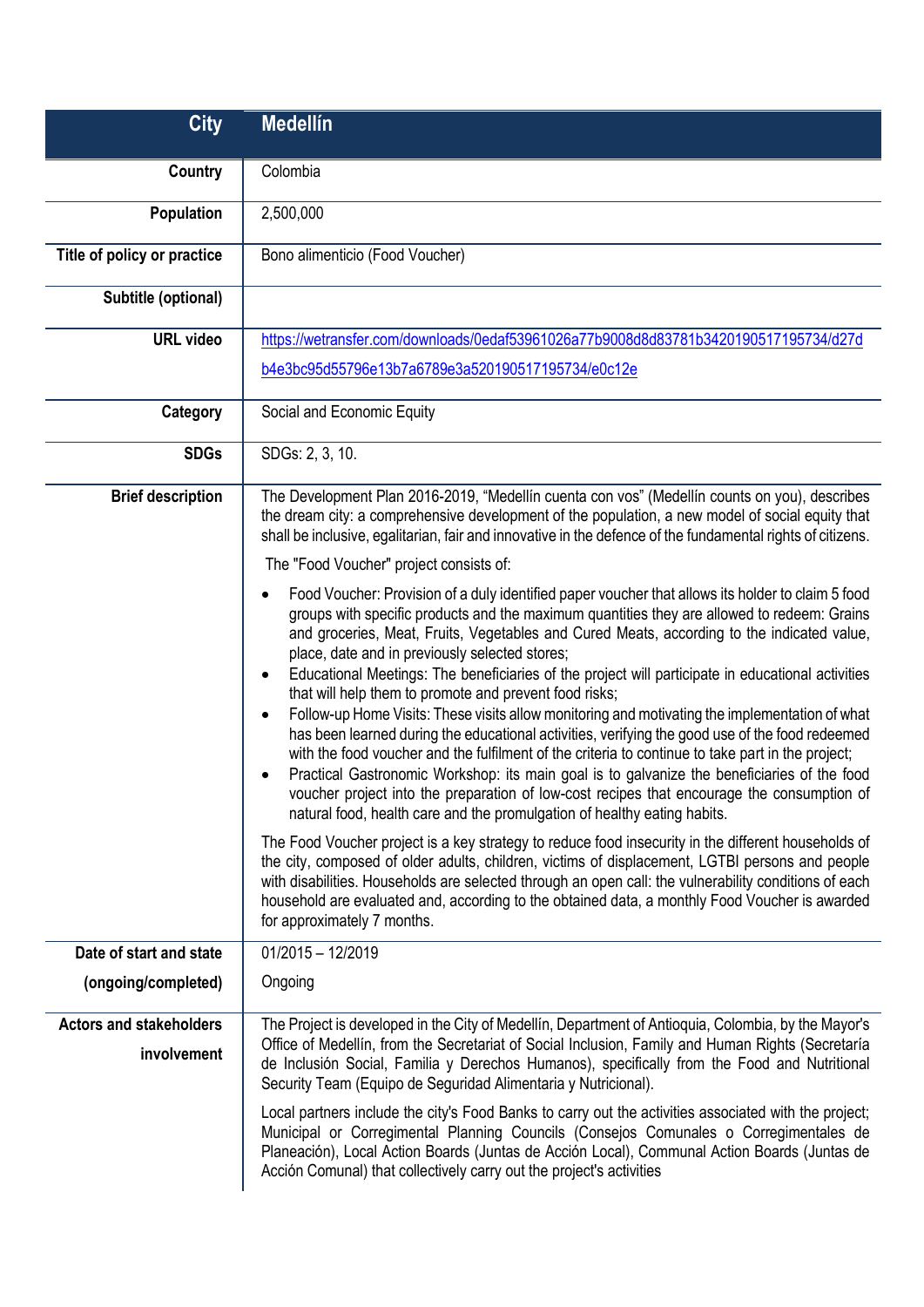| City | Medellín |
|---|---|
| **Country** | Colombia |
| **Population** | 2,500,000 |
| **Title of policy or practice** | Bono alimenticio (Food Voucher) |
| **Subtitle (optional)** | |
| **URL video** | https://wetransfer.com/downloads/0edaf53961026a77b9008d8d83781b3420190517195734/d27db4e3bc95d55796e13b7a6789e3a520190517195734/e0c12e |
| **Category** | Social and Economic Equity |
| **SDGs** | SDGs: 2, 3, 10. |
| **Brief description** | The Development Plan 2016-2019, "Medellín cuenta con vos" (Medellín counts on you), describes the dream city: a comprehensive development of the population, a new model of social equity that shall be inclusive, egalitarian, fair and innovative in the defence of the fundamental rights of citizens.<br><br>The "Food Voucher" project consists of:<br><br>• Food Voucher: Provision of a duly identified paper voucher that allows its holder to claim 5 food groups with specific products and the maximum quantities they are allowed to redeem: Grains and groceries, Meat, Fruits, Vegetables and Cured Meats, according to the indicated value, place, date and in previously selected stores;<br>• Educational Meetings: The beneficiaries of the project will participate in educational activities that will help them to promote and prevent food risks;<br>• Follow-up Home Visits: These visits allow monitoring and motivating the implementation of what has been learned during the educational activities, verifying the good use of the food redeemed with the food voucher and the fulfilment of the criteria to continue to take part in the project;<br>• Practical Gastronomic Workshop: its main goal is to galvanize the beneficiaries of the food voucher project into the preparation of low-cost recipes that encourage the consumption of natural food, health care and the promulgation of healthy eating habits.<br><br>The Food Voucher project is a key strategy to reduce food insecurity in the different households of the city, composed of older adults, children, victims of displacement, LGTBI persons and people with disabilities. Households are selected through an open call: the vulnerability conditions of each household are evaluated and, according to the obtained data, a monthly Food Voucher is awarded for approximately 7 months. |
| **Date of start and state (ongoing/completed)** | 01/2015 – 12/2019<br><br>Ongoing |
| **Actors and stakeholders involvement** | The Project is developed in the City of Medellín, Department of Antioquia, Colombia, by the Mayor's Office of Medellín, from the Secretariat of Social Inclusion, Family and Human Rights (Secretaría de Inclusión Social, Familia y Derechos Humanos), specifically from the Food and Nutritional Security Team (Equipo de Seguridad Alimentaria y Nutricional).<br><br>Local partners include the city's Food Banks to carry out the activities associated with the project; Municipal or Corregimental Planning Councils (Consejos Comunales o Corregimentales de Planeación), Local Action Boards (Juntas de Acción Local), Communal Action Boards (Juntas de Acción Comunal) that collectively carry out the project's activities |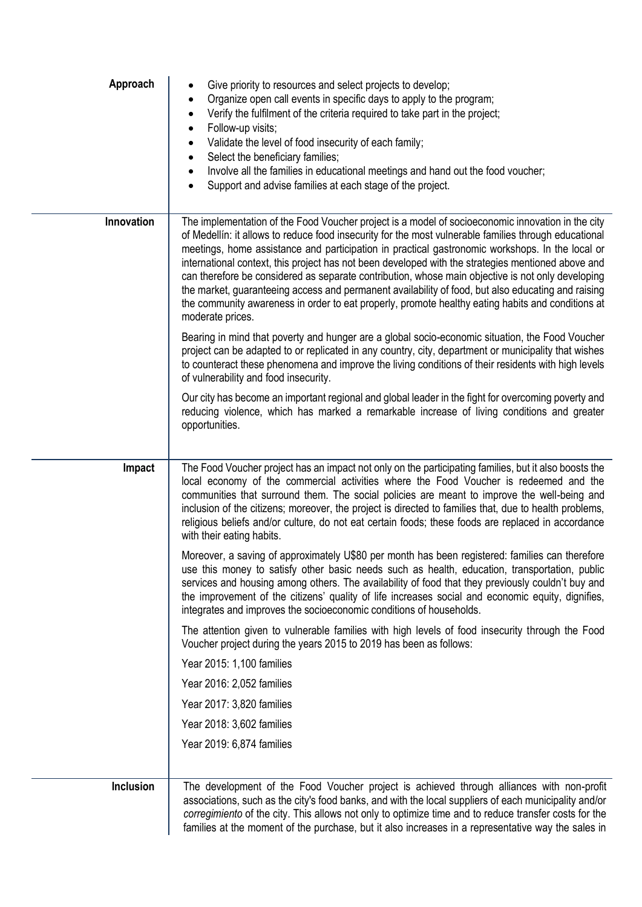**Approach**

- Give priority to resources and select projects to develop;
- Organize open call events in specific days to apply to the program;
- Verify the fulfilment of the criteria required to take part in the project;
- Follow-up visits;
- Validate the level of food insecurity of each family;
- Select the beneficiary families;
- Involve all the families in educational meetings and hand out the food voucher;
- Support and advise families at each stage of the project.

**Innovation**

The implementation of the Food Voucher project is a model of socioeconomic innovation in the city of Medellín: it allows to reduce food insecurity for the most vulnerable families through educational meetings, home assistance and participation in practical gastronomic workshops. In the local or international context, this project has not been developed with the strategies mentioned above and can therefore be considered as separate contribution, whose main objective is not only developing the market, guaranteeing access and permanent availability of food, but also educating and raising the community awareness in order to eat properly, promote healthy eating habits and conditions at moderate prices.

Bearing in mind that poverty and hunger are a global socio-economic situation, the Food Voucher project can be adapted to or replicated in any country, city, department or municipality that wishes to counteract these phenomena and improve the living conditions of their residents with high levels of vulnerability and food insecurity.

Our city has become an important regional and global leader in the fight for overcoming poverty and reducing violence, which has marked a remarkable increase of living conditions and greater opportunities.

**Impact**

The Food Voucher project has an impact not only on the participating families, but it also boosts the local economy of the commercial activities where the Food Voucher is redeemed and the communities that surround them. The social policies are meant to improve the well-being and inclusion of the citizens; moreover, the project is directed to families that, due to health problems, religious beliefs and/or culture, do not eat certain foods; these foods are replaced in accordance with their eating habits.

Moreover, a saving of approximately U$80 per month has been registered: families can therefore use this money to satisfy other basic needs such as health, education, transportation, public services and housing among others. The availability of food that they previously couldn't buy and the improvement of the citizens' quality of life increases social and economic equity, dignifies, integrates and improves the socioeconomic conditions of households.

The attention given to vulnerable families with high levels of food insecurity through the Food Voucher project during the years 2015 to 2019 has been as follows:

Year 2015: 1,100 families

Year 2016: 2,052 families

Year 2017: 3,820 families

Year 2018: 3,602 families

Year 2019: 6,874 families

**Inclusion**

The development of the Food Voucher project is achieved through alliances with non-profit associations, such as the city's food banks, and with the local suppliers of each municipality and/or *corregimiento* of the city. This allows not only to optimize time and to reduce transfer costs for the families at the moment of the purchase, but it also increases in a representative way the sales in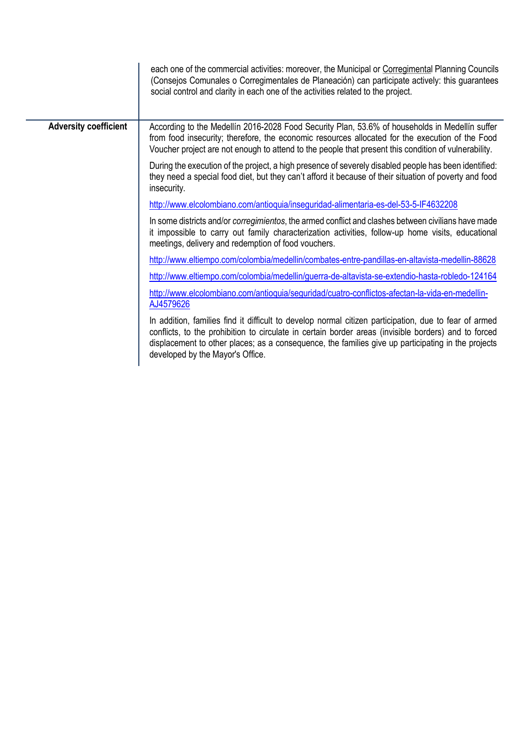| | |
|---|---|
| | each one of the commercial activities: moreover, the Municipal or Corregimental Planning Councils (Consejos Comunales o Corregimentales de Planeación) can participate actively: this guarantees social control and clarity in each one of the activities related to the project. |
| **Adversity coefficient** | According to the Medellín 2016-2028 Food Security Plan, 53.6% of households in Medellín suffer from food insecurity; therefore, the economic resources allocated for the execution of the Food Voucher project are not enough to attend to the people that present this condition of vulnerability.<br><br>During the execution of the project, a high presence of severely disabled people has been identified: they need a special food diet, but they can't afford it because of their situation of poverty and food insecurity.<br><br>http://www.elcolombiano.com/antioquia/inseguridad-alimentaria-es-del-53-5-IF4632208<br><br>In some districts and/or *corregimientos*, the armed conflict and clashes between civilians have made it impossible to carry out family characterization activities, follow-up home visits, educational meetings, delivery and redemption of food vouchers.<br><br>http://www.eltiempo.com/colombia/medellin/combates-entre-pandillas-en-altavista-medellin-88628<br><br>http://www.eltiempo.com/colombia/medellin/guerra-de-altavista-se-extendio-hasta-robledo-124164<br><br>http://www.elcolombiano.com/antioquia/seguridad/cuatro-conflictos-afectan-la-vida-en-medellin-AJ4579626<br><br>In addition, families find it difficult to develop normal citizen participation, due to fear of armed conflicts, to the prohibition to circulate in certain border areas (invisible borders) and to forced displacement to other places; as a consequence, the families give up participating in the projects developed by the Mayor's Office. |